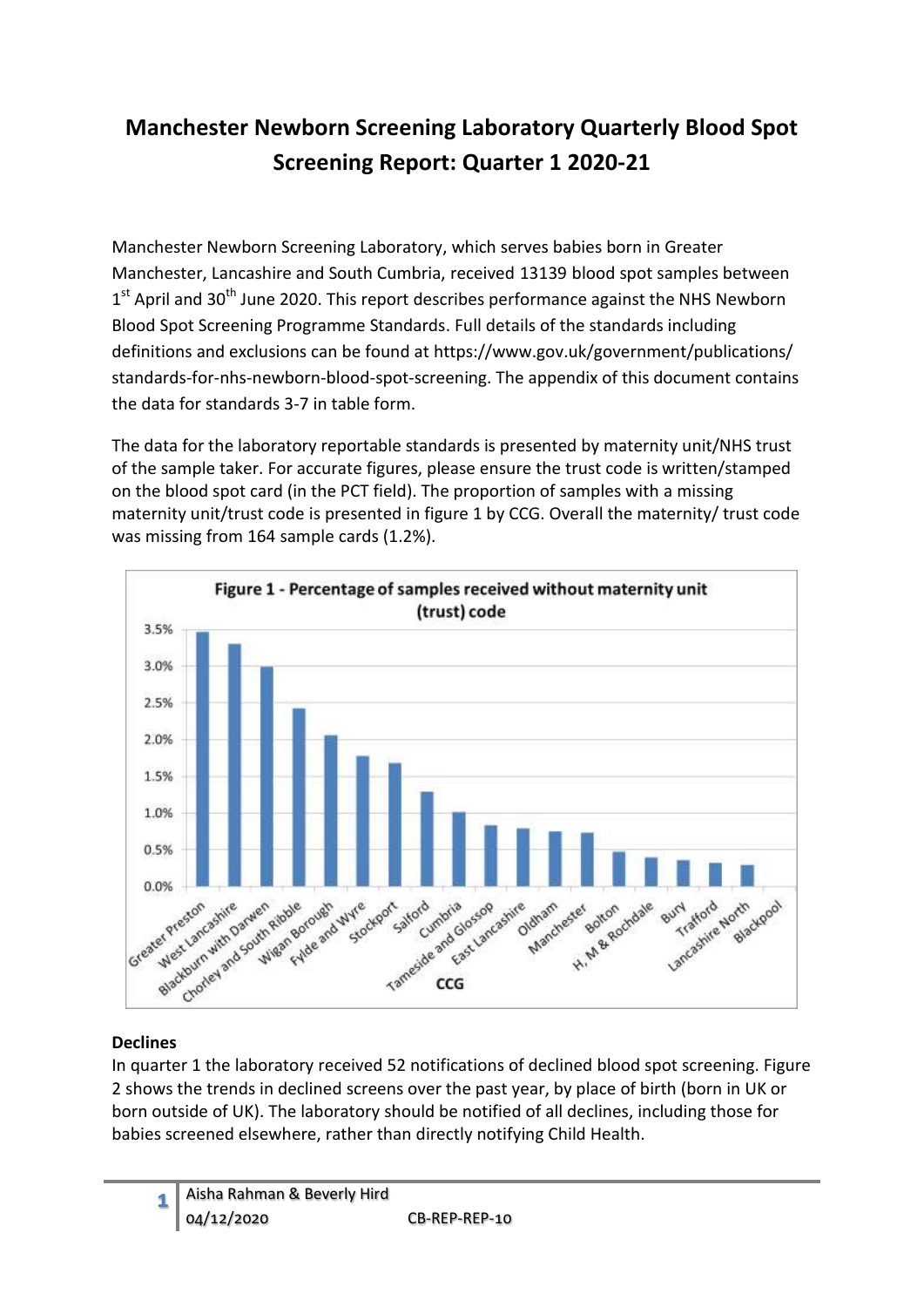# Manchester Newborn Screening Laboratory Quarterly Blood Spot Screening Report: Quarter 1 2020-21

Manchester Newborn Screening Laboratory, which serves babies born in Greater Manchester, Lancashire and South Cumbria, received 13139 blood spot samples between 1st April and 30th June 2020. This report describes performance against the NHS Newborn Blood Spot Screening Programme Standards. Full details of the standards including definitions and exclusions can be found at https://www.gov.uk/government/publications/standards-for-nhs-newborn-blood-spot-screening. The appendix of this document contains the data for standards 3-7 in table form.

The data for the laboratory reportable standards is presented by maternity unit/NHS trust of the sample taker. For accurate figures, please ensure the trust code is written/stamped on the blood spot card (in the PCT field). The proportion of samples with a missing maternity unit/trust code is presented in figure 1 by CCG. Overall the maternity/ trust code was missing from 164 sample cards (1.2%).

**Figure 1 - Percentage of samples received without maternity unit (trust) code**

| CCG | Approx. % |
|---|---|
| Greater Preston | 3.5% |
| West Lancashire | 3.3% |
| Blackburn with Darwen | 3.0% |
| Chorley and South Ribble | 2.4% |
| Wigan Borough | 2.1% |
| Fylde and Wyre | 1.8% |
| Stockport | 1.7% |
| Salford | 1.3% |
| Cumbria | 1.0% |
| Tameside and Glossop | 0.8% |
| East Lancashire | 0.8% |
| Oldham | 0.8% |
| Manchester | 0.7% |
| Bolton | 0.5% |
| H, M & Rochdale | 0.4% |
| Bury | 0.4% |
| Trafford | 0.3% |
| Lancashire North | 0.3% |
| Blackpool | 0.0% |

## Declines

In quarter 1 the laboratory received 52 notifications of declined blood spot screening. Figure 2 shows the trends in declined screens over the past year, by place of birth (born in UK or born outside of UK). The laboratory should be notified of all declines, including those for babies screened elsewhere, rather than directly notifying Child Health.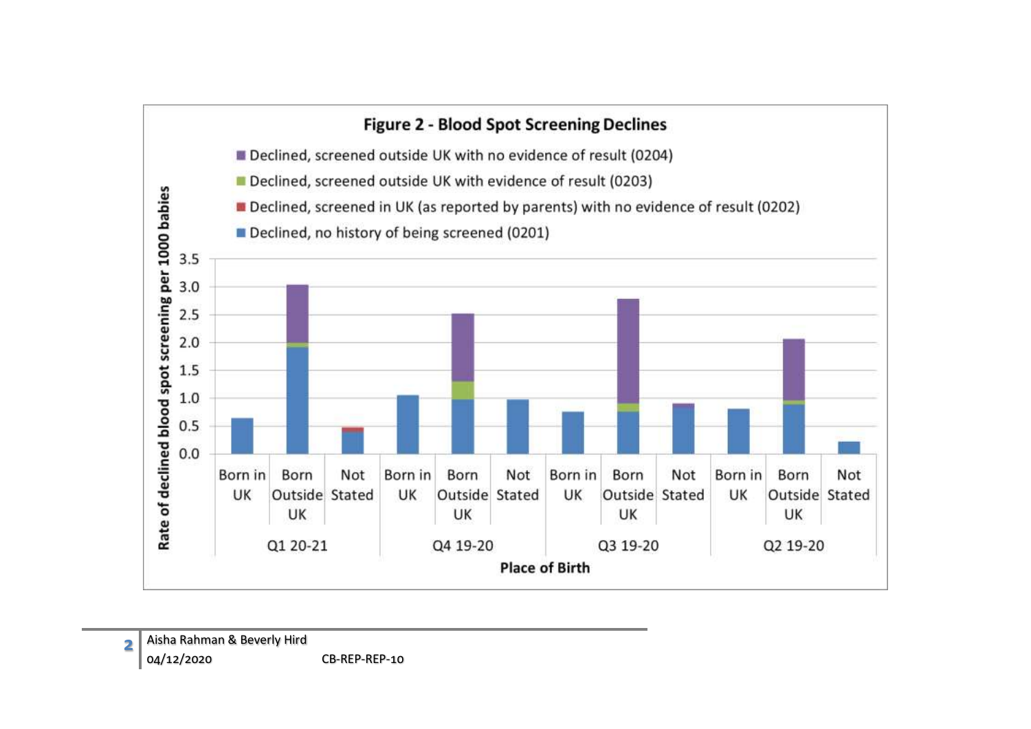**Figure 2 - Blood Spot Screening Declines**

- Declined, screened outside UK with no evidence of result (0204)
- Declined, screened outside UK with evidence of result (0203)
- Declined, screened in UK (as reported by parents) with no evidence of result (0202)
- Declined, no history of being screened (0201)

Rate of declined blood spot screening per 1000 babies

3.5
3.0
2.5
2.0
1.5
1.0
0.5
0.0

| Q1 20-21 | | | Q4 19-20 | | | Q3 19-20 | | | Q2 19-20 | | |
|---|---|---|---|---|---|---|---|---|---|---|---|
| Born in UK | Born Outside UK | Not Stated | Born in UK | Born Outside UK | Not Stated | Born in UK | Born Outside UK | Not Stated | Born in UK | Born Outside UK | Not Stated |

Place of Birth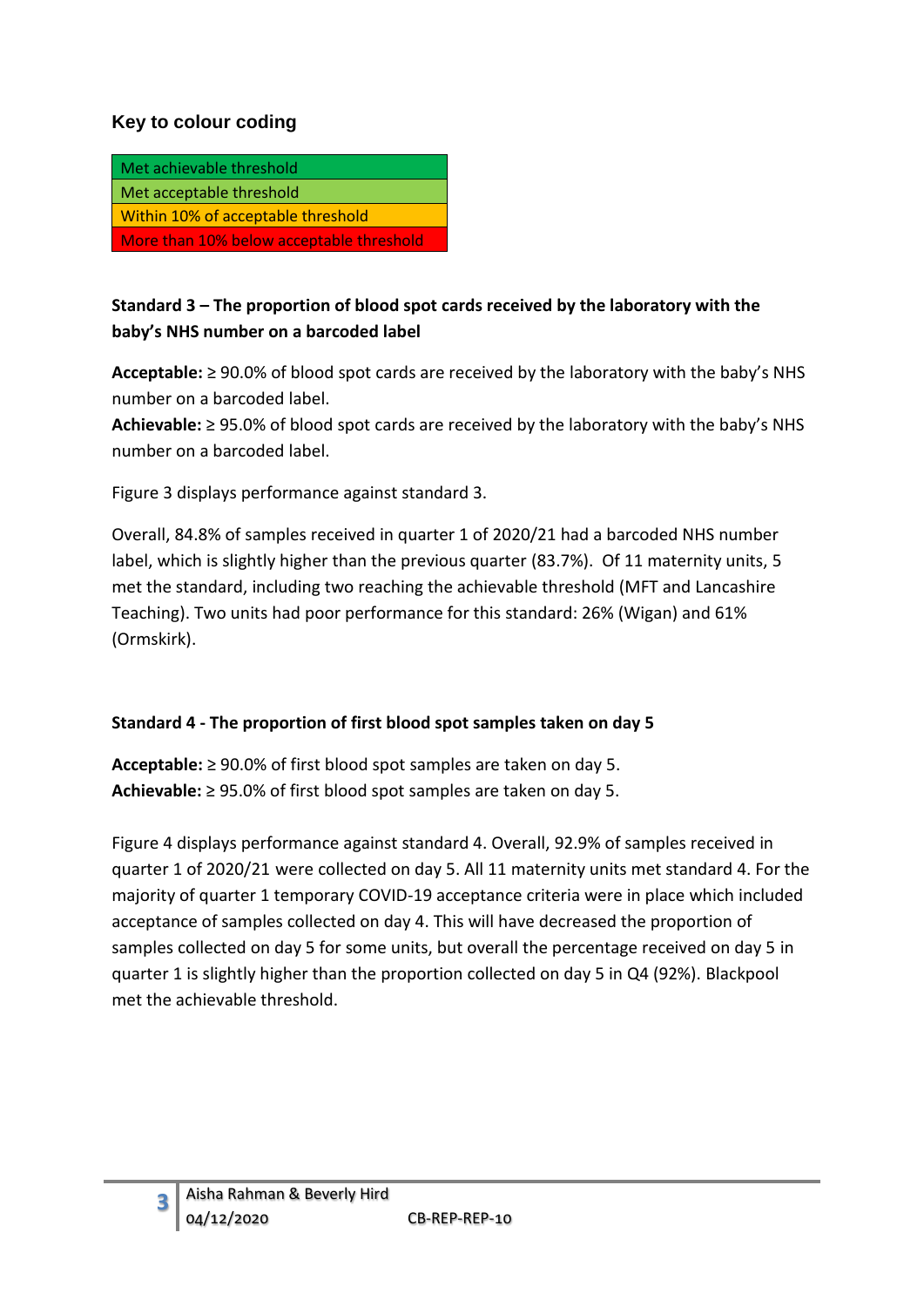### Key to colour coding

| Key to colour coding |
| --- |
| Met achievable threshold |
| Met acceptable threshold |
| Within 10% of acceptable threshold |
| More than 10% below acceptable threshold |

**Standard 3 – The proportion of blood spot cards received by the laboratory with the baby's NHS number on a barcoded label**

**Acceptable:** ≥ 90.0% of blood spot cards are received by the laboratory with the baby's NHS number on a barcoded label.
**Achievable:** ≥ 95.0% of blood spot cards are received by the laboratory with the baby's NHS number on a barcoded label.

Figure 3 displays performance against standard 3.

Overall, 84.8% of samples received in quarter 1 of 2020/21 had a barcoded NHS number label, which is slightly higher than the previous quarter (83.7%). Of 11 maternity units, 5 met the standard, including two reaching the achievable threshold (MFT and Lancashire Teaching). Two units had poor performance for this standard: 26% (Wigan) and 61% (Ormskirk).

**Standard 4 - The proportion of first blood spot samples taken on day 5**

**Acceptable:** ≥ 90.0% of first blood spot samples are taken on day 5.
**Achievable:** ≥ 95.0% of first blood spot samples are taken on day 5.

Figure 4 displays performance against standard 4. Overall, 92.9% of samples received in quarter 1 of 2020/21 were collected on day 5. All 11 maternity units met standard 4. For the majority of quarter 1 temporary COVID-19 acceptance criteria were in place which included acceptance of samples collected on day 4. This will have decreased the proportion of samples collected on day 5 for some units, but overall the percentage received on day 5 in quarter 1 is slightly higher than the proportion collected on day 5 in Q4 (92%). Blackpool met the achievable threshold.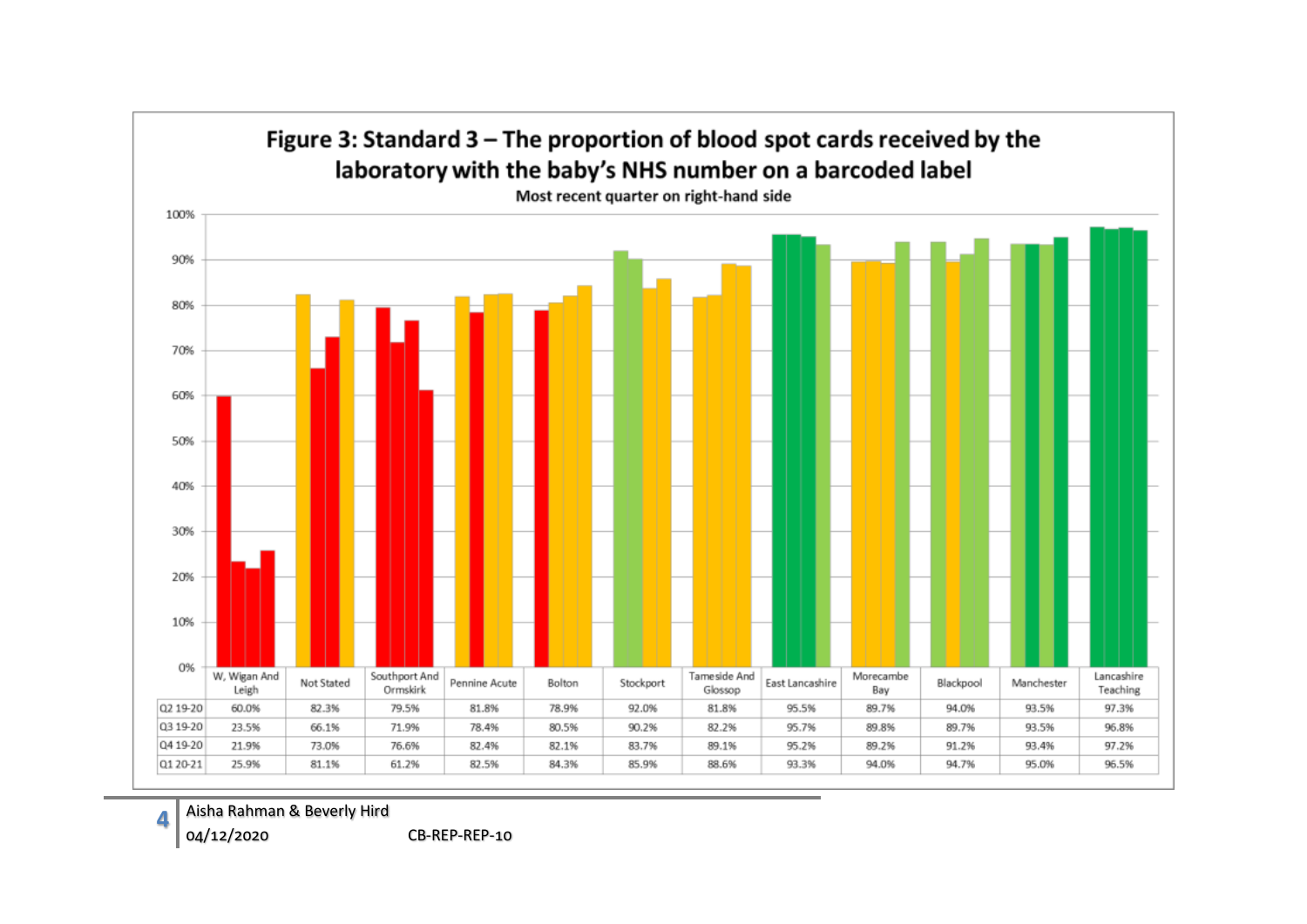**Figure 3: Standard 3 – The proportion of blood spot cards received by the laboratory with the baby's NHS number on a barcoded label**

Most recent quarter on right-hand side

| | W, Wigan And Leigh | Not Stated | Southport And Ormskirk | Pennine Acute | Bolton | Stockport | Tameside And Glossop | East Lancashire | Morecambe Bay | Blackpool | Manchester | Lancashire Teaching |
|---|---|---|---|---|---|---|---|---|---|---|---|---|
| Q2 19-20 | 60.0% | 82.3% | 79.5% | 81.8% | 78.9% | 92.0% | 81.8% | 95.5% | 89.7% | 94.0% | 93.5% | 97.3% |
| Q3 19-20 | 23.5% | 66.1% | 71.9% | 78.4% | 80.5% | 90.2% | 82.2% | 95.7% | 89.8% | 89.7% | 93.5% | 96.8% |
| Q4 19-20 | 21.9% | 73.0% | 76.6% | 82.4% | 82.1% | 83.7% | 89.1% | 95.2% | 89.2% | 91.2% | 93.4% | 97.2% |
| Q1 20-21 | 25.9% | 81.1% | 61.2% | 82.5% | 84.3% | 85.9% | 88.6% | 93.3% | 94.0% | 94.7% | 95.0% | 96.5% |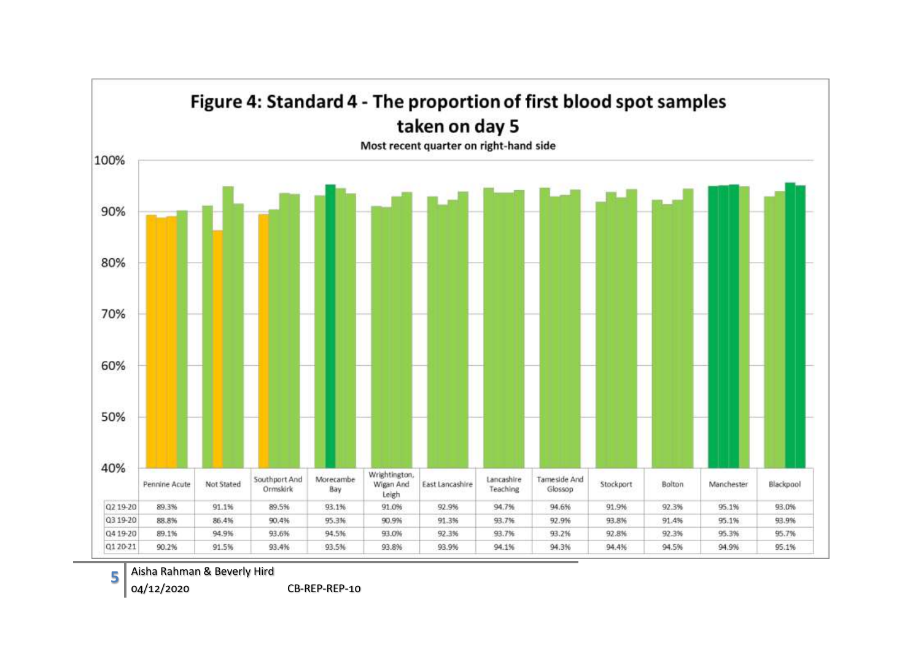## Figure 4: Standard 4 - The proportion of first blood spot samples taken on day 5

Most recent quarter on right-hand side

| | Pennine Acute | Not Stated | Southport And Ormskirk | Morecambe Bay | Wrightington, Wigan And Leigh | East Lancashire | Lancashire Teaching | Tameside And Glossop | Stockport | Bolton | Manchester | Blackpool |
|---|---|---|---|---|---|---|---|---|---|---|---|---|
| Q2 19-20 | 89.3% | 91.1% | 89.5% | 93.1% | 91.0% | 92.9% | 94.7% | 94.6% | 91.9% | 92.3% | 95.1% | 93.0% |
| Q3 19-20 | 88.8% | 86.4% | 90.4% | 95.3% | 90.9% | 91.3% | 93.7% | 92.9% | 93.8% | 91.4% | 95.1% | 93.9% |
| Q4 19-20 | 89.1% | 94.9% | 93.6% | 94.5% | 93.0% | 92.3% | 93.7% | 93.2% | 92.8% | 92.3% | 95.3% | 95.7% |
| Q1 20-21 | 90.2% | 91.5% | 93.4% | 93.5% | 93.8% | 93.9% | 94.1% | 94.3% | 94.4% | 94.5% | 94.9% | 95.1% |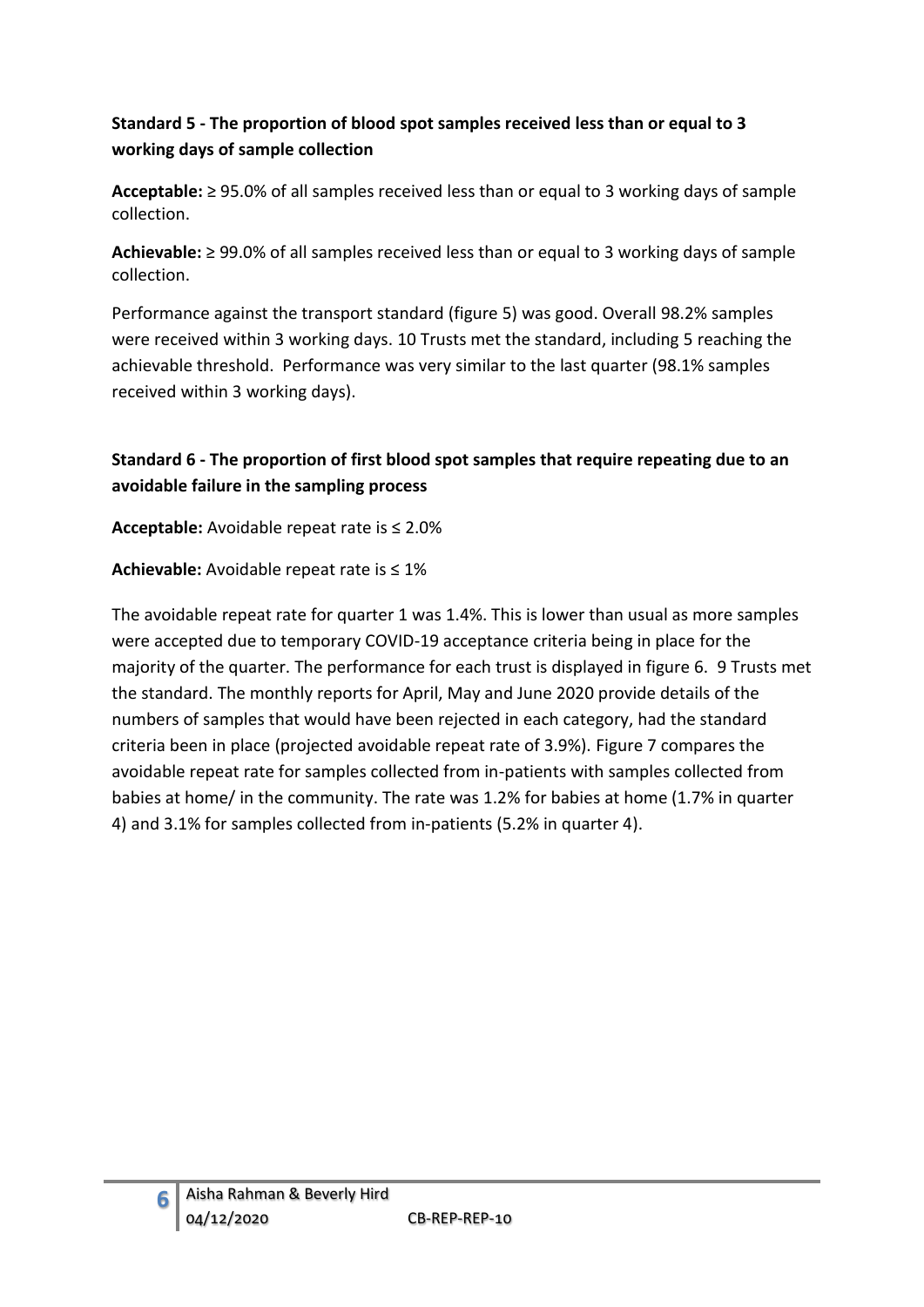**Standard 5 - The proportion of blood spot samples received less than or equal to 3 working days of sample collection**

**Acceptable:** ≥ 95.0% of all samples received less than or equal to 3 working days of sample collection.

**Achievable:** ≥ 99.0% of all samples received less than or equal to 3 working days of sample collection.

Performance against the transport standard (figure 5) was good. Overall 98.2% samples were received within 3 working days. 10 Trusts met the standard, including 5 reaching the achievable threshold. Performance was very similar to the last quarter (98.1% samples received within 3 working days).

**Standard 6 - The proportion of first blood spot samples that require repeating due to an avoidable failure in the sampling process**

**Acceptable:** Avoidable repeat rate is ≤ 2.0%

**Achievable:** Avoidable repeat rate is ≤ 1%

The avoidable repeat rate for quarter 1 was 1.4%. This is lower than usual as more samples were accepted due to temporary COVID-19 acceptance criteria being in place for the majority of the quarter. The performance for each trust is displayed in figure 6. 9 Trusts met the standard. The monthly reports for April, May and June 2020 provide details of the numbers of samples that would have been rejected in each category, had the standard criteria been in place (projected avoidable repeat rate of 3.9%). Figure 7 compares the avoidable repeat rate for samples collected from in-patients with samples collected from babies at home/ in the community. The rate was 1.2% for babies at home (1.7% in quarter 4) and 3.1% for samples collected from in-patients (5.2% in quarter 4).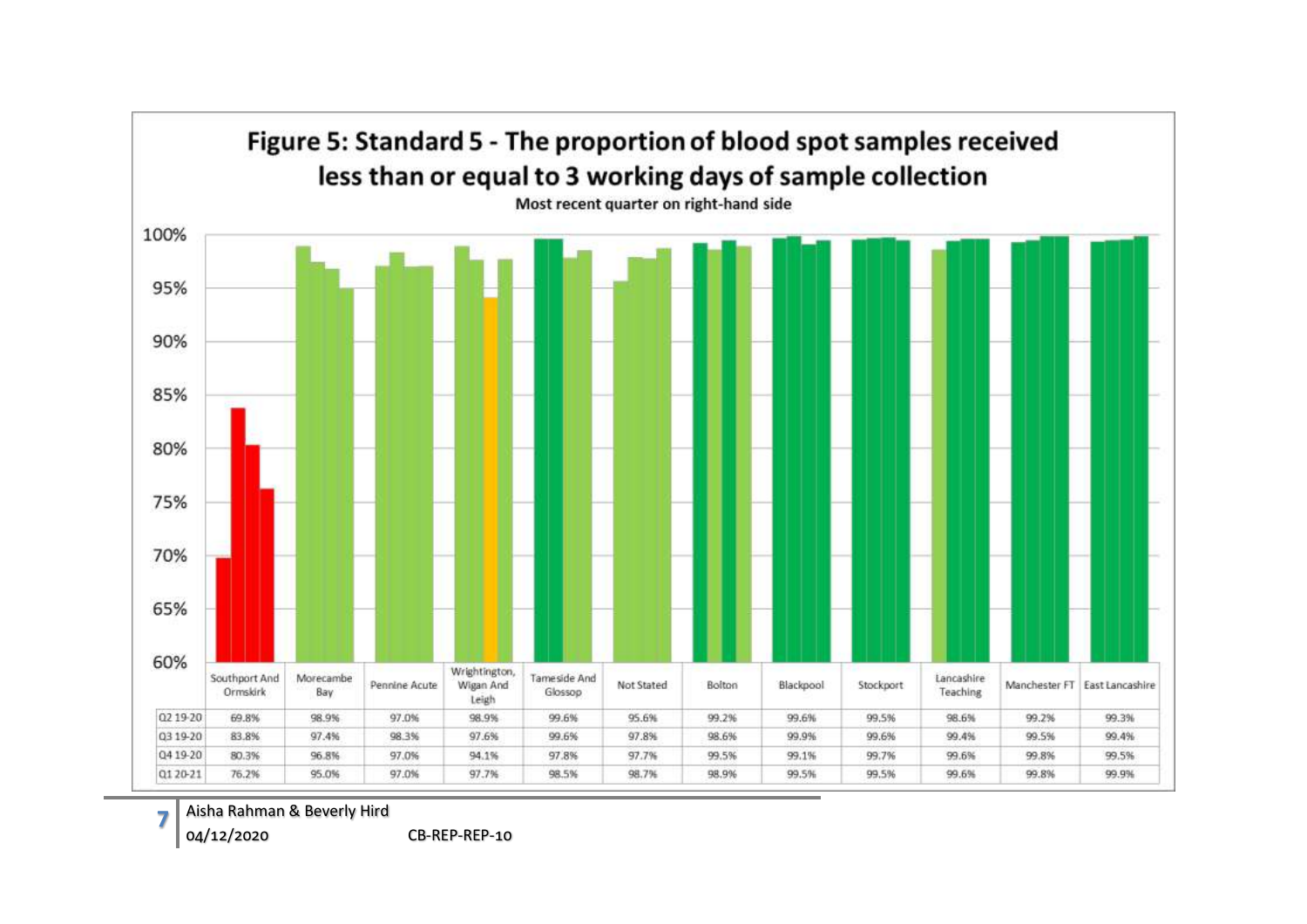## Figure 5: Standard 5 - The proportion of blood spot samples received less than or equal to 3 working days of sample collection

Most recent quarter on right-hand side

| | Southport And Ormskirk | Morecambe Bay | Pennine Acute | Wrightington, Wigan And Leigh | Tameside And Glossop | Not Stated | Bolton | Blackpool | Stockport | Lancashire Teaching | Manchester FT | East Lancashire |
|---|---|---|---|---|---|---|---|---|---|---|---|---|
| Q2 19-20 | 69.8% | 98.9% | 97.0% | 98.9% | 99.6% | 95.6% | 99.2% | 99.6% | 99.5% | 98.6% | 99.2% | 99.3% |
| Q3 19-20 | 83.8% | 97.4% | 98.3% | 97.6% | 99.6% | 97.8% | 98.6% | 99.9% | 99.6% | 99.4% | 99.5% | 99.4% |
| Q4 19-20 | 80.3% | 96.8% | 97.0% | 94.1% | 97.8% | 97.7% | 99.5% | 99.1% | 99.7% | 99.6% | 99.8% | 99.5% |
| Q1 20-21 | 76.2% | 95.0% | 97.0% | 97.7% | 98.5% | 98.7% | 98.9% | 99.5% | 99.5% | 99.6% | 99.8% | 99.9% |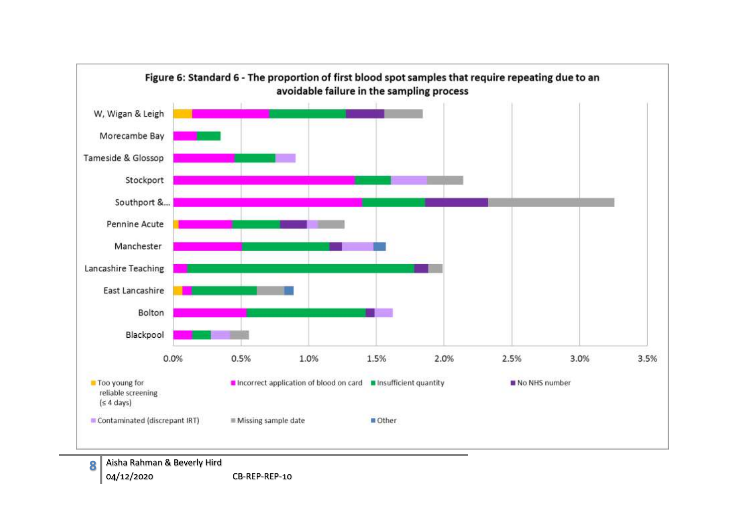**Figure 6: Standard 6 - The proportion of first blood spot samples that require repeating due to an avoidable failure in the sampling process**

W, Wigan & Leigh

Morecambe Bay

Tameside & Glossop

Stockport

Southport &...

Pennine Acute

Manchester

Lancashire Teaching

East Lancashire

Bolton

Blackpool

0.0% 0.5% 1.0% 1.5% 2.0% 2.5% 3.0% 3.5%

- Too young for reliable screening (≤ 4 days)
- Incorrect application of blood on card
- Insufficient quantity
- No NHS number
- Contaminated (discrepant IRT)
- Missing sample date
- Other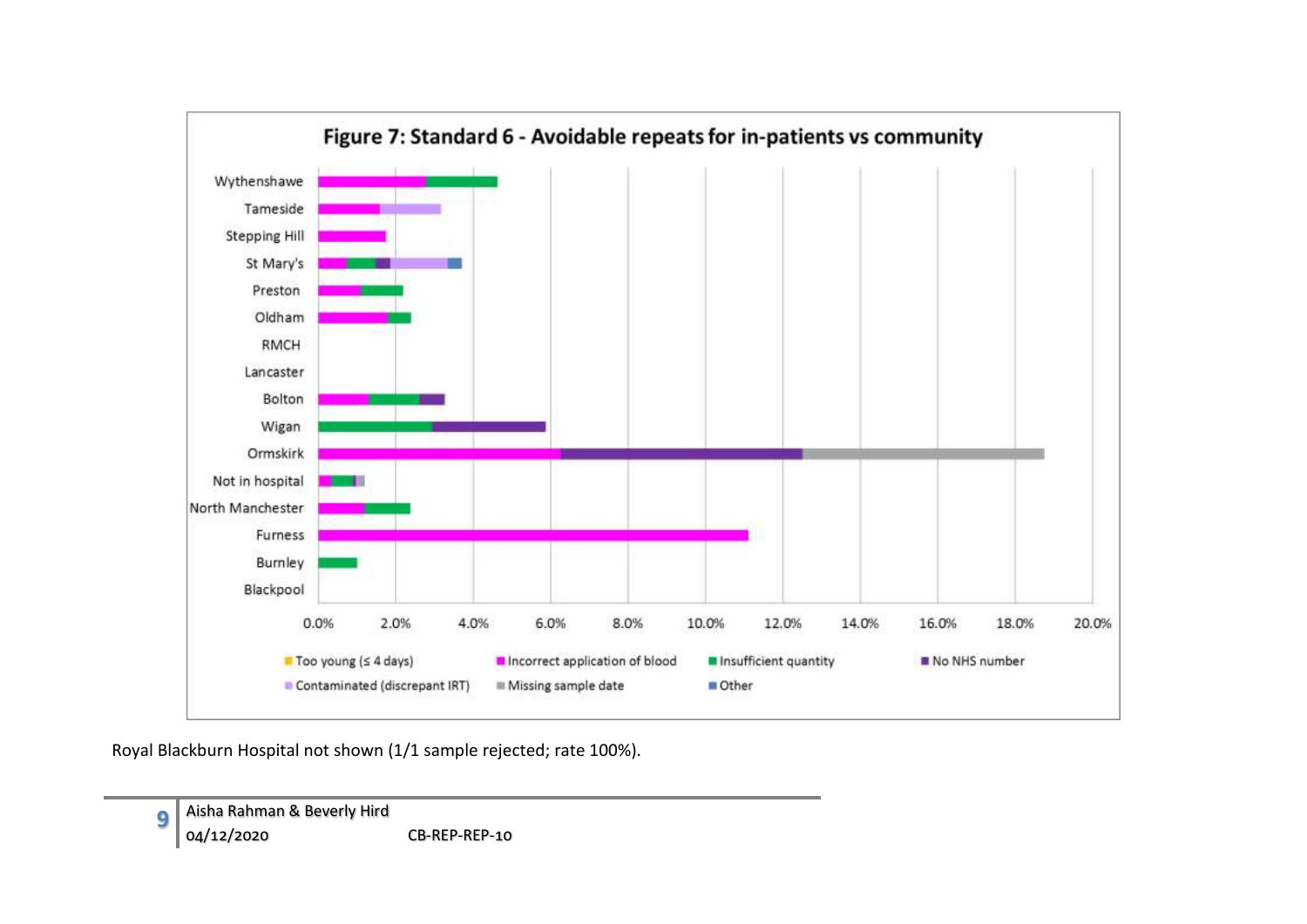**Figure 7: Standard 6 - Avoidable repeats for in-patients vs community**

Royal Blackburn Hospital not shown (1/1 sample rejected; rate 100%).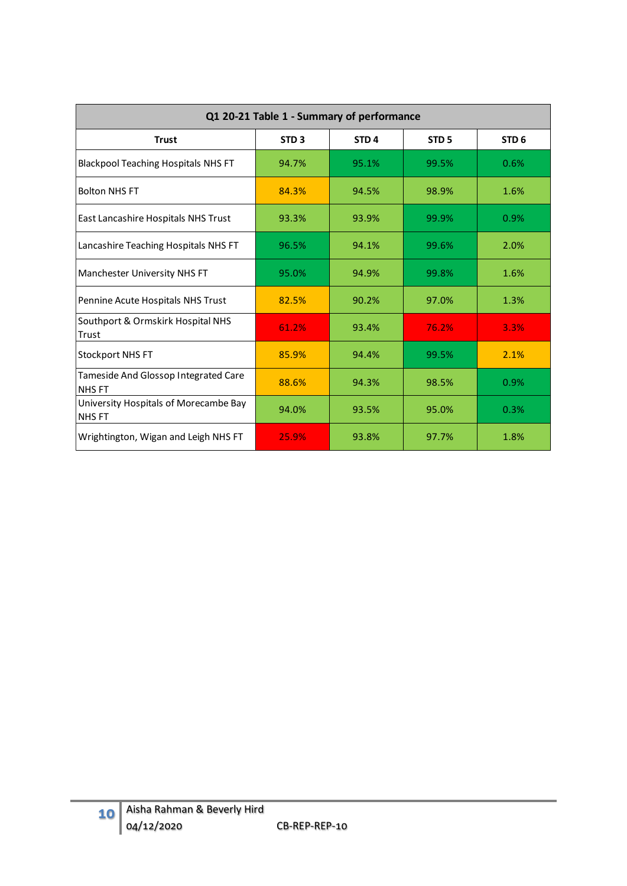| Q1 20-21 Table 1 - Summary of performance | | | | |
|---|---|---|---|---|
| **Trust** | **STD 3** | **STD 4** | **STD 5** | **STD 6** |
| Blackpool Teaching Hospitals NHS FT | 94.7% | 95.1% | 99.5% | 0.6% |
| Bolton NHS FT | 84.3% | 94.5% | 98.9% | 1.6% |
| East Lancashire Hospitals NHS Trust | 93.3% | 93.9% | 99.9% | 0.9% |
| Lancashire Teaching Hospitals NHS FT | 96.5% | 94.1% | 99.6% | 2.0% |
| Manchester University NHS FT | 95.0% | 94.9% | 99.8% | 1.6% |
| Pennine Acute Hospitals NHS Trust | 82.5% | 90.2% | 97.0% | 1.3% |
| Southport & Ormskirk Hospital NHS Trust | 61.2% | 93.4% | 76.2% | 3.3% |
| Stockport NHS FT | 85.9% | 94.4% | 99.5% | 2.1% |
| Tameside And Glossop Integrated Care NHS FT | 88.6% | 94.3% | 98.5% | 0.9% |
| University Hospitals of Morecambe Bay NHS FT | 94.0% | 93.5% | 95.0% | 0.3% |
| Wrightington, Wigan and Leigh NHS FT | 25.9% | 93.8% | 97.7% | 1.8% |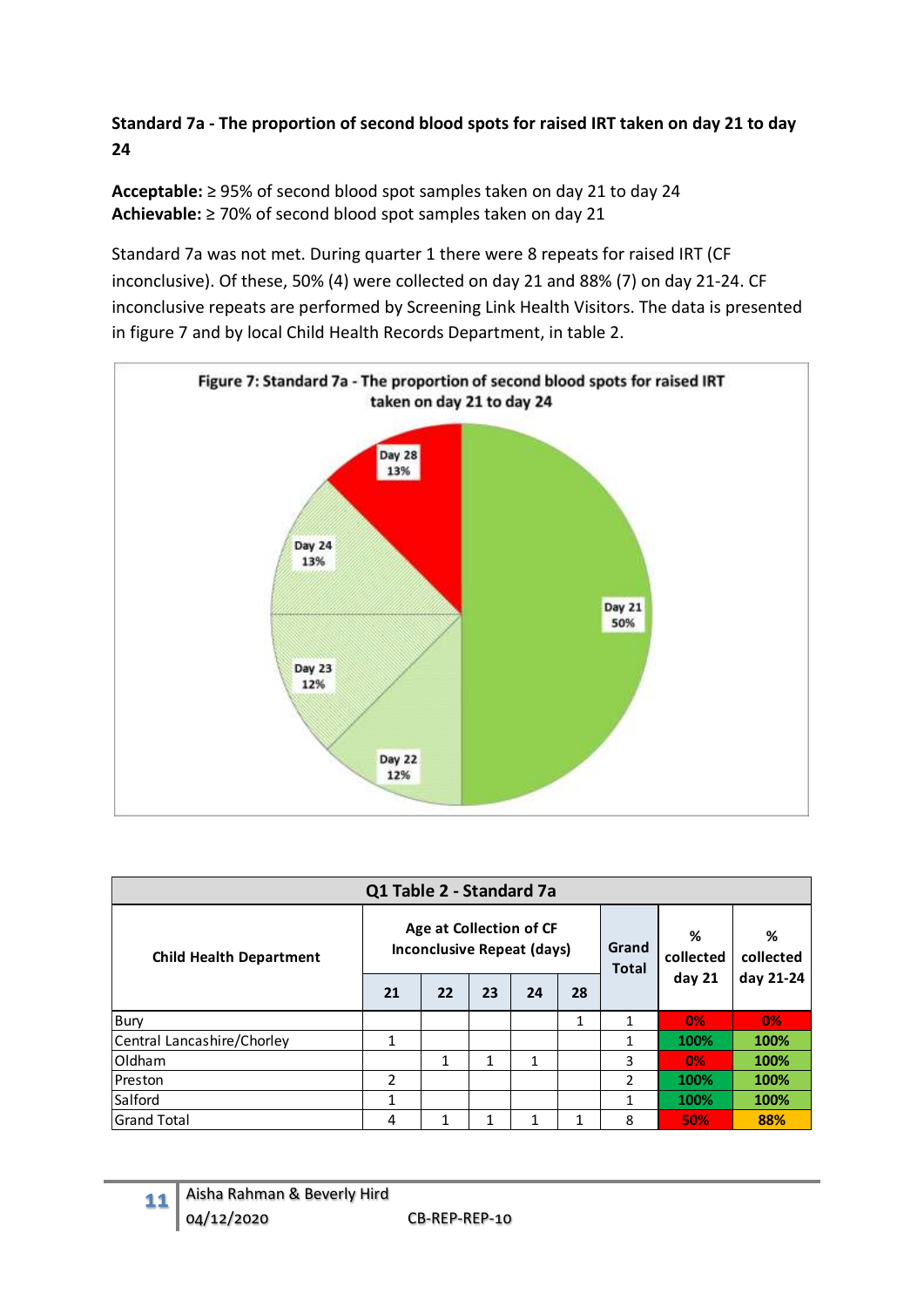**Standard 7a - The proportion of second blood spots for raised IRT taken on day 21 to day 24**

**Acceptable:** ≥ 95% of second blood spot samples taken on day 21 to day 24
**Achievable:** ≥ 70% of second blood spot samples taken on day 21

Standard 7a was not met. During quarter 1 there were 8 repeats for raised IRT (CF inconclusive). Of these, 50% (4) were collected on day 21 and 88% (7) on day 21-24. CF inconclusive repeats are performed by Screening Link Health Visitors. The data is presented in figure 7 and by local Child Health Records Department, in table 2.

**Figure 7: Standard 7a - The proportion of second blood spots for raised IRT taken on day 21 to day 24**

| Day | Percentage |
|---|---|
| Day 21 | 50% |
| Day 22 | 12% |
| Day 23 | 12% |
| Day 24 | 13% |
| Day 28 | 13% |

| Q1 Table 2 - Standard 7a | | | | | | | | |
|---|---|---|---|---|---|---|---|---|
| Child Health Department | Age at Collection of CF Inconclusive Repeat (days) | | | | | Grand Total | % collected day 21 | % collected day 21-24 |
| | 21 | 22 | 23 | 24 | 28 | | | |
| Bury | | | | | 1 | 1 | 0% | 0% |
| Central Lancashire/Chorley | 1 | | | | | 1 | 100% | 100% |
| Oldham | | 1 | 1 | 1 | | 3 | 0% | 100% |
| Preston | 2 | | | | | 2 | 100% | 100% |
| Salford | 1 | | | | | 1 | 100% | 100% |
| Grand Total | 4 | 1 | 1 | 1 | 1 | 8 | 50% | 88% |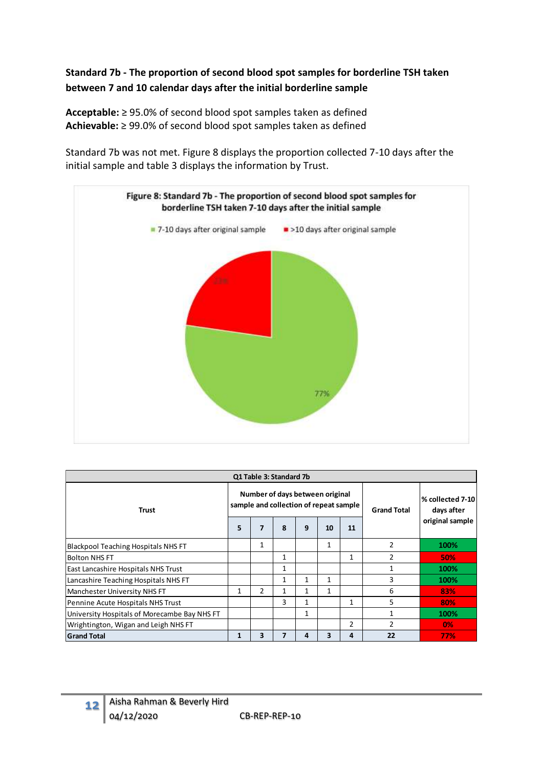**Standard 7b - The proportion of second blood spot samples for borderline TSH taken between 7 and 10 calendar days after the initial borderline sample**

**Acceptable:** ≥ 95.0% of second blood spot samples taken as defined
**Achievable:** ≥ 99.0% of second blood spot samples taken as defined

Standard 7b was not met. Figure 8 displays the proportion collected 7-10 days after the initial sample and table 3 displays the information by Trust.

**Figure 8: Standard 7b - The proportion of second blood spot samples for borderline TSH taken 7-10 days after the initial sample**

- 7-10 days after original sample: 77%
- >10 days after original sample: 23%

**Q1 Table 3: Standard 7b**

| Trust | Number of days between original sample and collection of repeat sample | | | | | | Grand Total | % collected 7-10 days after original sample |
|---|---|---|---|---|---|---|---|---|
| | 5 | 7 | 8 | 9 | 10 | 11 | | |
| Blackpool Teaching Hospitals NHS FT | | 1 | | | 1 | | 2 | 100% |
| Bolton NHS FT | | | 1 | | | 1 | 2 | 50% |
| East Lancashire Hospitals NHS Trust | | | 1 | | | | 1 | 100% |
| Lancashire Teaching Hospitals NHS FT | | | 1 | 1 | 1 | | 3 | 100% |
| Manchester University NHS FT | 1 | 2 | 1 | 1 | 1 | | 6 | 83% |
| Pennine Acute Hospitals NHS Trust | | | 3 | 1 | | 1 | 5 | 80% |
| University Hospitals of Morecambe Bay NHS FT | | | | 1 | | | 1 | 100% |
| Wrightington, Wigan and Leigh NHS FT | | | | | | 2 | 2 | 0% |
| **Grand Total** | **1** | **3** | **7** | **4** | **3** | **4** | **22** | **77%** |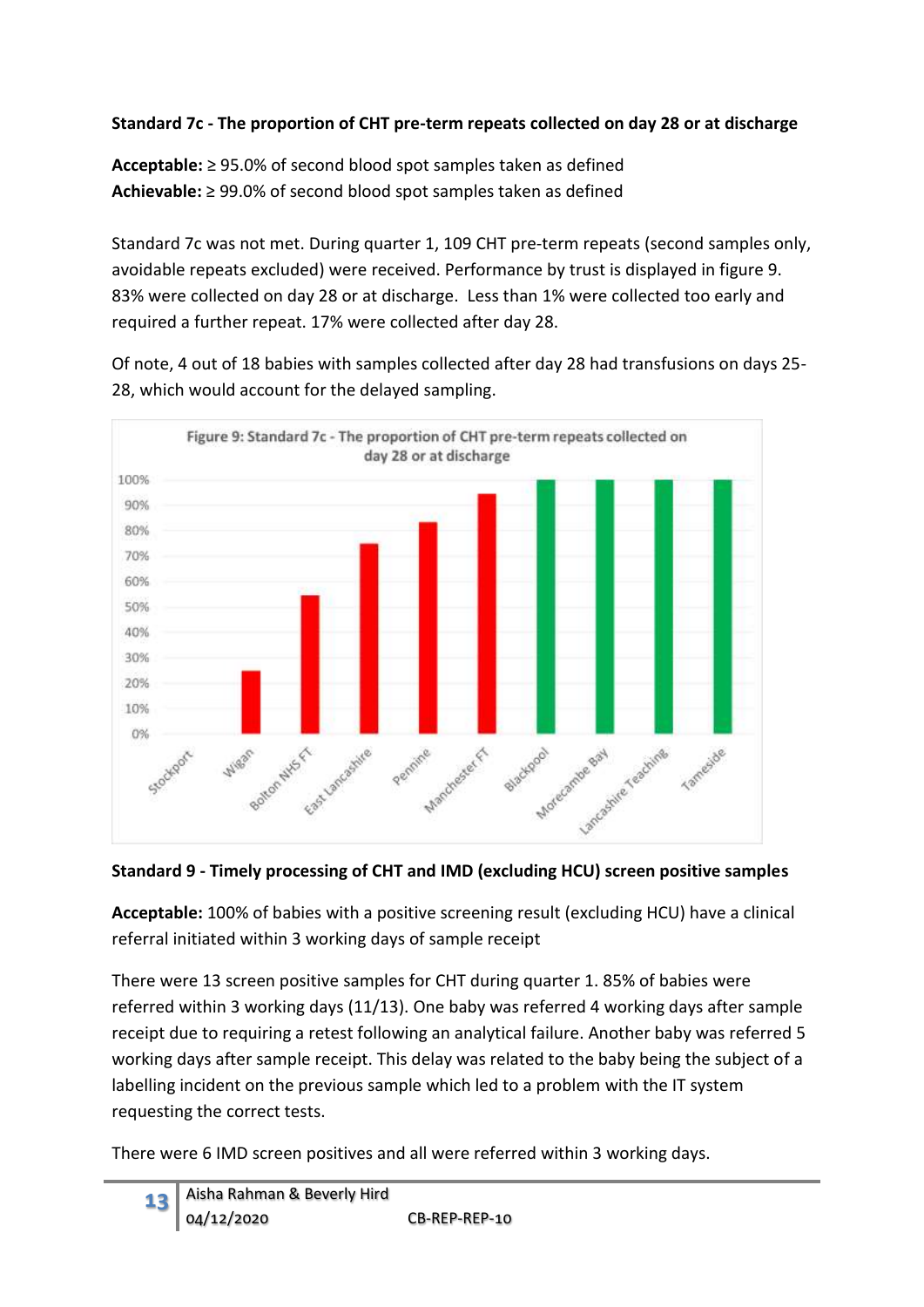**Standard 7c - The proportion of CHT pre-term repeats collected on day 28 or at discharge**

**Acceptable:** ≥ 95.0% of second blood spot samples taken as defined
**Achievable:** ≥ 99.0% of second blood spot samples taken as defined

Standard 7c was not met. During quarter 1, 109 CHT pre-term repeats (second samples only, avoidable repeats excluded) were received. Performance by trust is displayed in figure 9. 83% were collected on day 28 or at discharge. Less than 1% were collected too early and required a further repeat. 17% were collected after day 28.

Of note, 4 out of 18 babies with samples collected after day 28 had transfusions on days 25-28, which would account for the delayed sampling.

Figure 9: Standard 7c - The proportion of CHT pre-term repeats collected on day 28 or at discharge

**Standard 9 - Timely processing of CHT and IMD (excluding HCU) screen positive samples**

**Acceptable:** 100% of babies with a positive screening result (excluding HCU) have a clinical referral initiated within 3 working days of sample receipt

There were 13 screen positive samples for CHT during quarter 1. 85% of babies were referred within 3 working days (11/13). One baby was referred 4 working days after sample receipt due to requiring a retest following an analytical failure. Another baby was referred 5 working days after sample receipt. This delay was related to the baby being the subject of a labelling incident on the previous sample which led to a problem with the IT system requesting the correct tests.

There were 6 IMD screen positives and all were referred within 3 working days.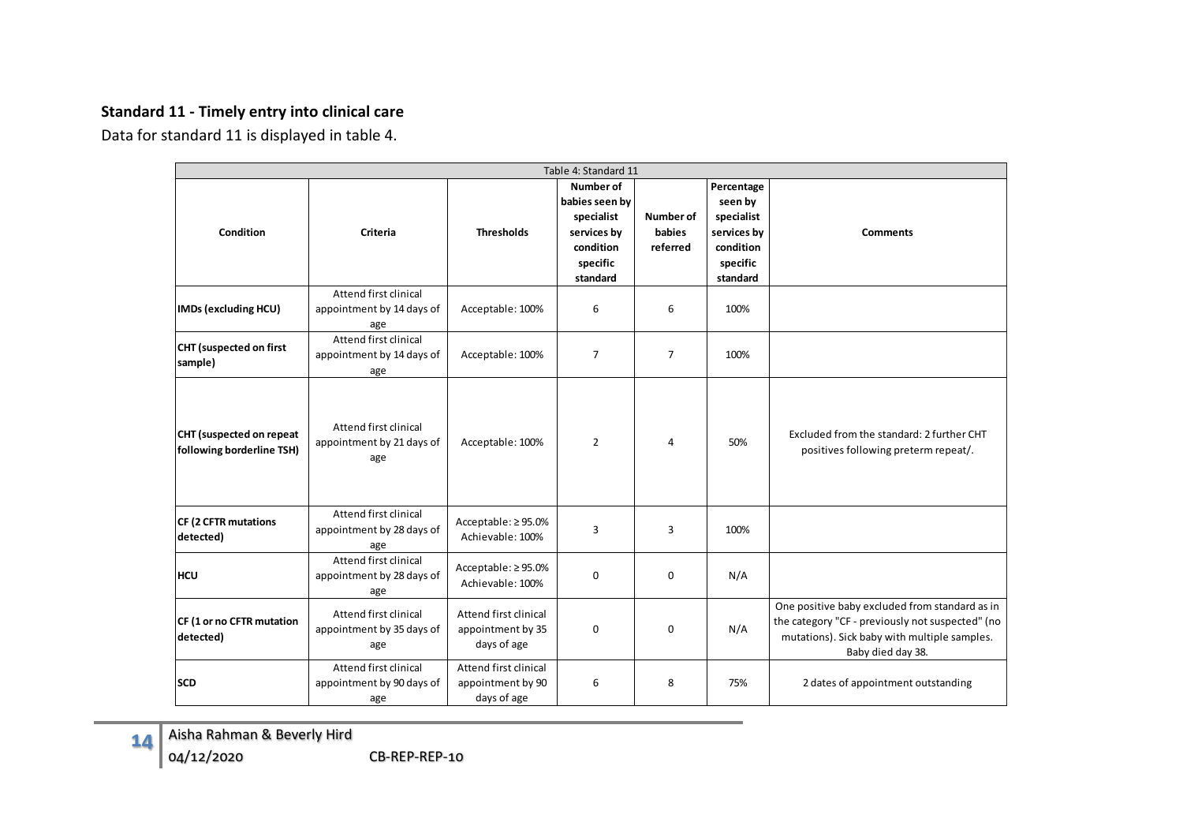**Standard 11 - Timely entry into clinical care**

Data for standard 11 is displayed in table 4.

| Table 4: Standard 11 | | | | | | |
|---|---|---|---|---|---|---|
| **Condition** | **Criteria** | **Thresholds** | **Number of babies seen by specialist services by condition specific standard** | **Number of babies referred** | **Percentage seen by specialist services by condition specific standard** | **Comments** |
| **IMDs (excluding HCU)** | Attend first clinical appointment by 14 days of age | Acceptable: 100% | 6 | 6 | 100% | |
| **CHT (suspected on first sample)** | Attend first clinical appointment by 14 days of age | Acceptable: 100% | 7 | 7 | 100% | |
| **CHT (suspected on repeat following borderline TSH)** | Attend first clinical appointment by 21 days of age | Acceptable: 100% | 2 | 4 | 50% | Excluded from the standard: 2 further CHT positives following preterm repeat/. |
| **CF (2 CFTR mutations detected)** | Attend first clinical appointment by 28 days of age | Acceptable: ≥ 95.0% Achievable: 100% | 3 | 3 | 100% | |
| **HCU** | Attend first clinical appointment by 28 days of age | Acceptable: ≥ 95.0% Achievable: 100% | 0 | 0 | N/A | |
| **CF (1 or no CFTR mutation detected)** | Attend first clinical appointment by 35 days of age | Attend first clinical appointment by 35 days of age | 0 | 0 | N/A | One positive baby excluded from standard as in the category "CF - previously not suspected" (no mutations). Sick baby with multiple samples. Baby died day 38. |
| **SCD** | Attend first clinical appointment by 90 days of age | Attend first clinical appointment by 90 days of age | 6 | 8 | 75% | 2 dates of appointment outstanding |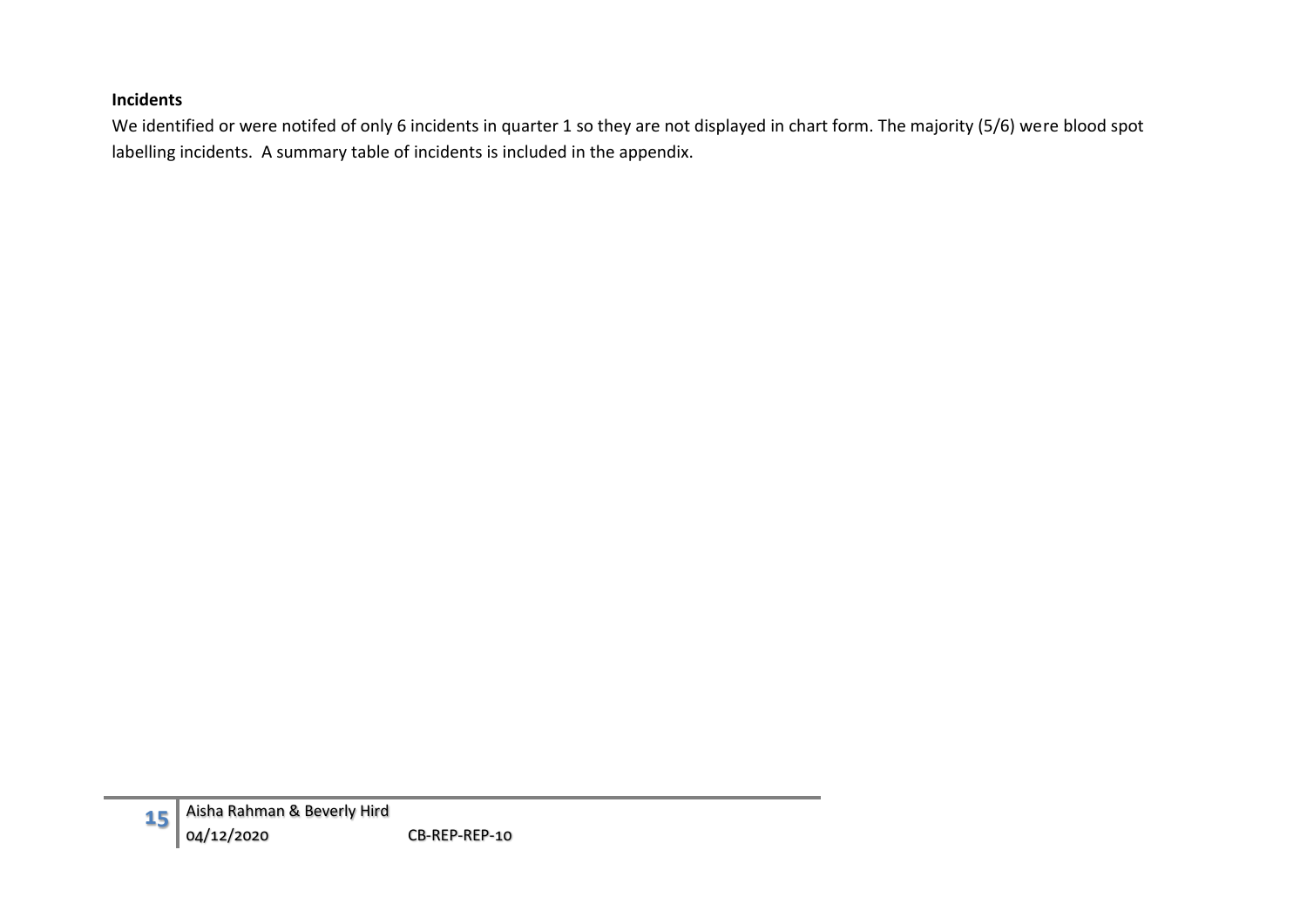**Incidents**

We identified or were notifed of only 6 incidents in quarter 1 so they are not displayed in chart form. The majority (5/6) were blood spot labelling incidents. A summary table of incidents is included in the appendix.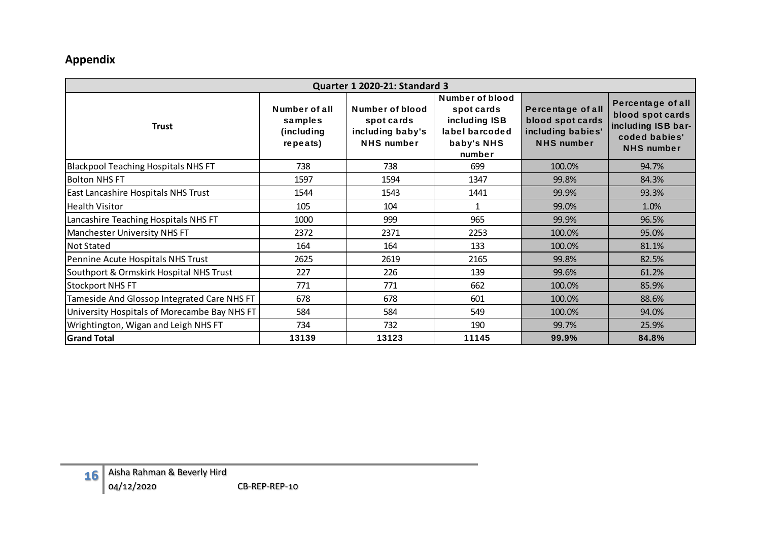## Appendix

| Quarter 1 2020-21: Standard 3 | | | | | |
|---|---|---|---|---|---|
| **Trust** | **Number of all samples (including repeats)** | **Number of blood spot cards including baby's NHS number** | **Number of blood spot cards including ISB label barcoded baby's NHS number** | **Percentage of all blood spot cards including babies' NHS number** | **Percentage of all blood spot cards including ISB bar-coded babies' NHS number** |
| Blackpool Teaching Hospitals NHS FT | 738 | 738 | 699 | 100.0% | 94.7% |
| Bolton NHS FT | 1597 | 1594 | 1347 | 99.8% | 84.3% |
| East Lancashire Hospitals NHS Trust | 1544 | 1543 | 1441 | 99.9% | 93.3% |
| Health Visitor | 105 | 104 | 1 | 99.0% | 1.0% |
| Lancashire Teaching Hospitals NHS FT | 1000 | 999 | 965 | 99.9% | 96.5% |
| Manchester University NHS FT | 2372 | 2371 | 2253 | 100.0% | 95.0% |
| Not Stated | 164 | 164 | 133 | 100.0% | 81.1% |
| Pennine Acute Hospitals NHS Trust | 2625 | 2619 | 2165 | 99.8% | 82.5% |
| Southport & Ormskirk Hospital NHS Trust | 227 | 226 | 139 | 99.6% | 61.2% |
| Stockport NHS FT | 771 | 771 | 662 | 100.0% | 85.9% |
| Tameside And Glossop Integrated Care NHS FT | 678 | 678 | 601 | 100.0% | 88.6% |
| University Hospitals of Morecambe Bay NHS FT | 584 | 584 | 549 | 100.0% | 94.0% |
| Wrightington, Wigan and Leigh NHS FT | 734 | 732 | 190 | 99.7% | 25.9% |
| **Grand Total** | **13139** | **13123** | **11145** | **99.9%** | **84.8%** |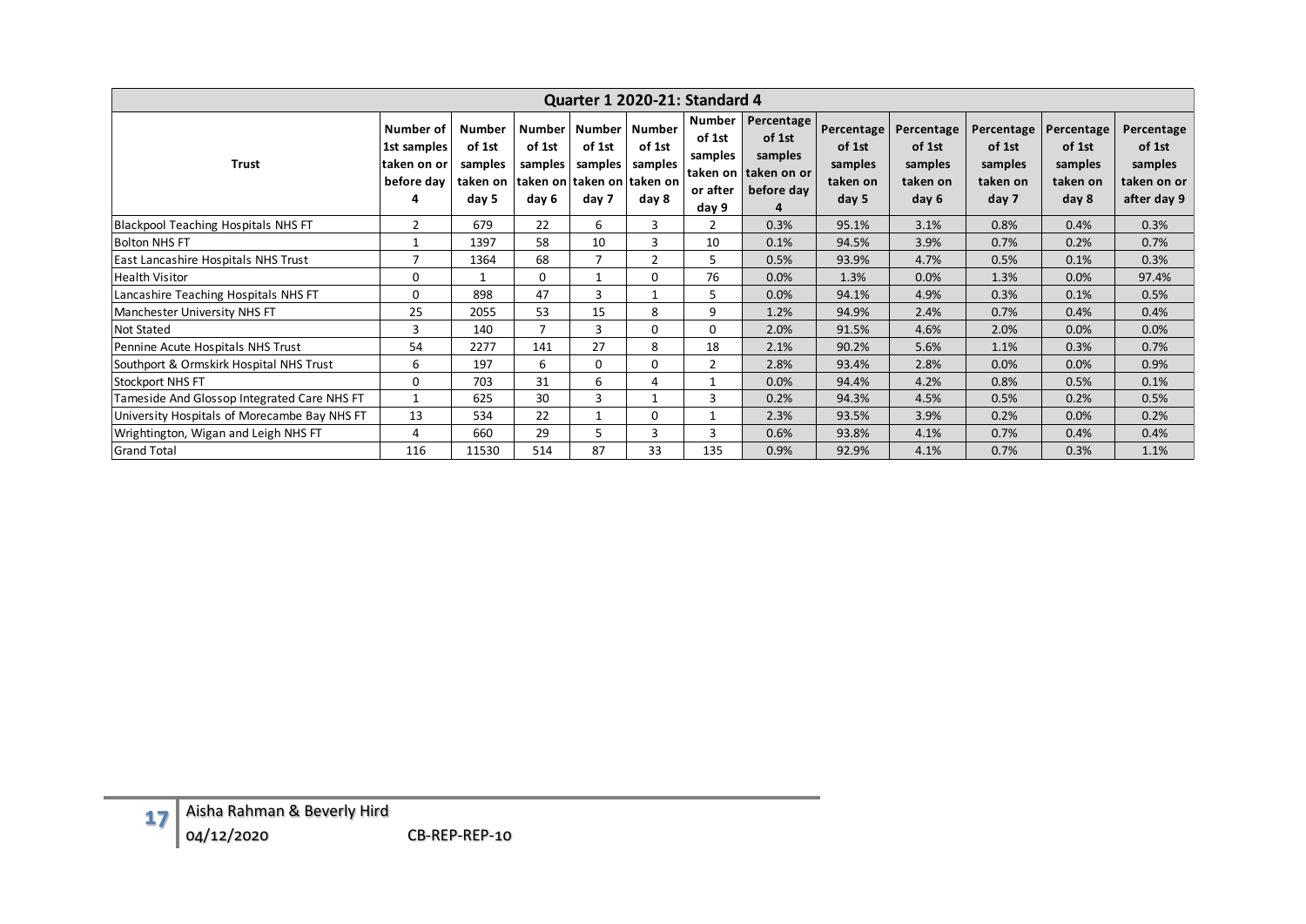| Quarter 1 2020-21: Standard 4 | | | | | | | | | | | | |
|---|---|---|---|---|---|---|---|---|---|---|---|---|
| Trust | Number of 1st samples taken on or before day 4 | Number of 1st samples taken on day 5 | Number of 1st samples taken on day 6 | Number of 1st samples taken on day 7 | Number of 1st samples taken on day 8 | Number of 1st samples taken on or after day 9 | Percentage of 1st samples taken on or before day 4 | Percentage of 1st samples taken on day 5 | Percentage of 1st samples taken on day 6 | Percentage of 1st samples taken on day 7 | Percentage of 1st samples taken on day 8 | Percentage of 1st samples taken on or after day 9 |
| Blackpool Teaching Hospitals NHS FT | 2 | 679 | 22 | 6 | 3 | 2 | 0.3% | 95.1% | 3.1% | 0.8% | 0.4% | 0.3% |
| Bolton NHS FT | 1 | 1397 | 58 | 10 | 3 | 10 | 0.1% | 94.5% | 3.9% | 0.7% | 0.2% | 0.7% |
| East Lancashire Hospitals NHS Trust | 7 | 1364 | 68 | 7 | 2 | 5 | 0.5% | 93.9% | 4.7% | 0.5% | 0.1% | 0.3% |
| Health Visitor | 0 | 1 | 0 | 1 | 0 | 76 | 0.0% | 1.3% | 0.0% | 1.3% | 0.0% | 97.4% |
| Lancashire Teaching Hospitals NHS FT | 0 | 898 | 47 | 3 | 1 | 5 | 0.0% | 94.1% | 4.9% | 0.3% | 0.1% | 0.5% |
| Manchester University NHS FT | 25 | 2055 | 53 | 15 | 8 | 9 | 1.2% | 94.9% | 2.4% | 0.7% | 0.4% | 0.4% |
| Not Stated | 3 | 140 | 7 | 3 | 0 | 0 | 2.0% | 91.5% | 4.6% | 2.0% | 0.0% | 0.0% |
| Pennine Acute Hospitals NHS Trust | 54 | 2277 | 141 | 27 | 8 | 18 | 2.1% | 90.2% | 5.6% | 1.1% | 0.3% | 0.7% |
| Southport & Ormskirk Hospital NHS Trust | 6 | 197 | 6 | 0 | 0 | 2 | 2.8% | 93.4% | 2.8% | 0.0% | 0.0% | 0.9% |
| Stockport NHS FT | 0 | 703 | 31 | 6 | 4 | 1 | 0.0% | 94.4% | 4.2% | 0.8% | 0.5% | 0.1% |
| Tameside And Glossop Integrated Care NHS FT | 1 | 625 | 30 | 3 | 1 | 3 | 0.2% | 94.3% | 4.5% | 0.5% | 0.2% | 0.5% |
| University Hospitals of Morecambe Bay NHS FT | 13 | 534 | 22 | 1 | 0 | 1 | 2.3% | 93.5% | 3.9% | 0.2% | 0.0% | 0.2% |
| Wrightington, Wigan and Leigh NHS FT | 4 | 660 | 29 | 5 | 3 | 3 | 0.6% | 93.8% | 4.1% | 0.7% | 0.4% | 0.4% |
| Grand Total | 116 | 11530 | 514 | 87 | 33 | 135 | 0.9% | 92.9% | 4.1% | 0.7% | 0.3% | 1.1% |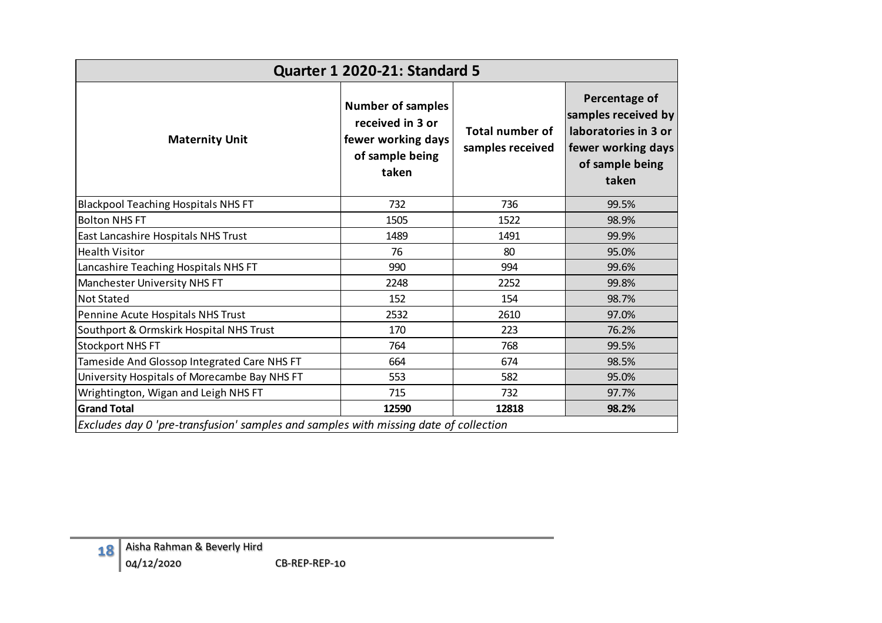| Quarter 1 2020-21: Standard 5 | | | |
|---|---|---|---|
| **Maternity Unit** | **Number of samples received in 3 or fewer working days of sample being taken** | **Total number of samples received** | **Percentage of samples received by laboratories in 3 or fewer working days of sample being taken** |
| Blackpool Teaching Hospitals NHS FT | 732 | 736 | 99.5% |
| Bolton NHS FT | 1505 | 1522 | 98.9% |
| East Lancashire Hospitals NHS Trust | 1489 | 1491 | 99.9% |
| Health Visitor | 76 | 80 | 95.0% |
| Lancashire Teaching Hospitals NHS FT | 990 | 994 | 99.6% |
| Manchester University NHS FT | 2248 | 2252 | 99.8% |
| Not Stated | 152 | 154 | 98.7% |
| Pennine Acute Hospitals NHS Trust | 2532 | 2610 | 97.0% |
| Southport & Ormskirk Hospital NHS Trust | 170 | 223 | 76.2% |
| Stockport NHS FT | 764 | 768 | 99.5% |
| Tameside And Glossop Integrated Care NHS FT | 664 | 674 | 98.5% |
| University Hospitals of Morecambe Bay NHS FT | 553 | 582 | 95.0% |
| Wrightington, Wigan and Leigh NHS FT | 715 | 732 | 97.7% |
| **Grand Total** | **12590** | **12818** | **98.2%** |

*Excludes day 0 'pre-transfusion' samples and samples with missing date of collection*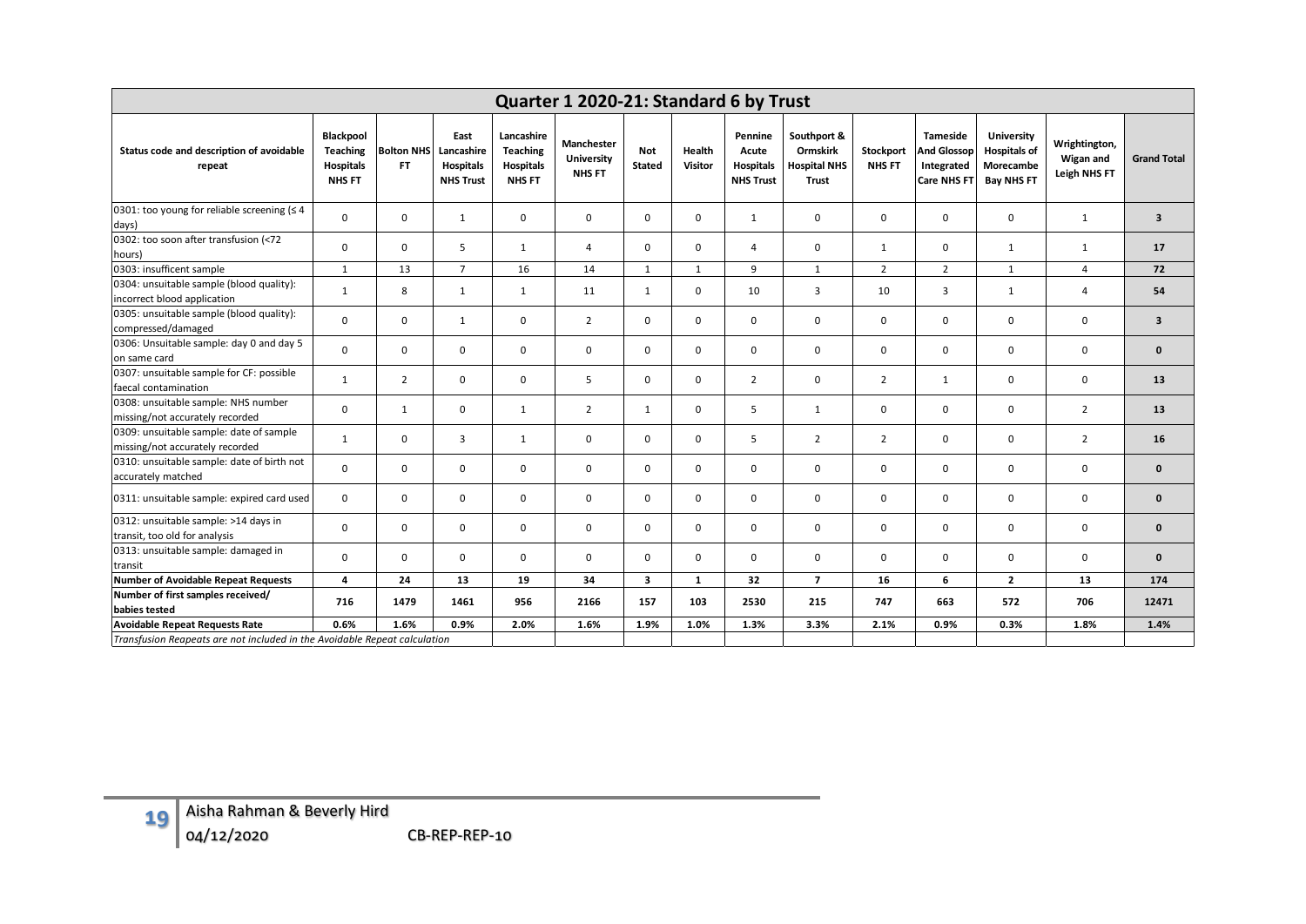| Quarter 1 2020-21: Standard 6 by Trust | | | | | | | | | | | | | | |
|---|---|---|---|---|---|---|---|---|---|---|---|---|---|---|
| **Status code and description of avoidable repeat** | **Blackpool Teaching Hospitals NHS FT** | **Bolton NHS FT** | **East Lancashire Hospitals NHS Trust** | **Lancashire Teaching Hospitals NHS FT** | **Manchester University NHS FT** | **Not Stated** | **Health Visitor** | **Pennine Acute Hospitals NHS Trust** | **Southport & Ormskirk Hospital NHS Trust** | **Stockport NHS FT** | **Tameside And Glossop Integrated Care NHS FT** | **University Hospitals of Morecambe Bay NHS FT** | **Wrightington, Wigan and Leigh NHS FT** | **Grand Total** |
| 0301: too young for reliable screening (≤ 4 days) | 0 | 0 | 1 | 0 | 0 | 0 | 0 | 1 | 0 | 0 | 0 | 0 | 1 | **3** |
| 0302: too soon after transfusion (<72 hours) | 0 | 0 | 5 | 1 | 4 | 0 | 0 | 4 | 0 | 1 | 0 | 1 | 1 | **17** |
| 0303: insuffficent sample | 1 | 13 | 7 | 16 | 14 | 1 | 1 | 9 | 1 | 2 | 2 | 1 | 4 | **72** |
| 0304: unsuitable sample (blood quality): incorrect blood application | 1 | 8 | 1 | 1 | 11 | 1 | 0 | 10 | 3 | 10 | 3 | 1 | 4 | **54** |
| 0305: unsuitable sample (blood quality): compressed/damaged | 0 | 0 | 1 | 0 | 2 | 0 | 0 | 0 | 0 | 0 | 0 | 0 | 0 | **3** |
| 0306: Unsuitable sample: day 0 and day 5 on same card | 0 | 0 | 0 | 0 | 0 | 0 | 0 | 0 | 0 | 0 | 0 | 0 | 0 | **0** |
| 0307: unsuitable sample for CF: possible faecal contamination | 1 | 2 | 0 | 0 | 5 | 0 | 0 | 2 | 0 | 2 | 1 | 0 | 0 | **13** |
| 0308: unsuitable sample: NHS number missing/not accurately recorded | 0 | 1 | 0 | 1 | 2 | 1 | 0 | 5 | 1 | 0 | 0 | 0 | 2 | **13** |
| 0309: unsuitable sample: date of sample missing/not accurately recorded | 1 | 0 | 3 | 1 | 0 | 0 | 0 | 5 | 2 | 2 | 0 | 0 | 2 | **16** |
| 0310: unsuitable sample: date of birth not accurately matched | 0 | 0 | 0 | 0 | 0 | 0 | 0 | 0 | 0 | 0 | 0 | 0 | 0 | **0** |
| 0311: unsuitable sample: expired card used | 0 | 0 | 0 | 0 | 0 | 0 | 0 | 0 | 0 | 0 | 0 | 0 | 0 | **0** |
| 0312: unsuitable sample: >14 days in transit, too old for analysis | 0 | 0 | 0 | 0 | 0 | 0 | 0 | 0 | 0 | 0 | 0 | 0 | 0 | **0** |
| 0313: unsuitable sample: damaged in transit | 0 | 0 | 0 | 0 | 0 | 0 | 0 | 0 | 0 | 0 | 0 | 0 | 0 | **0** |
| **Number of Avoidable Repeat Requests** | **4** | **24** | **13** | **19** | **34** | **3** | **1** | **32** | **7** | **16** | **6** | **2** | **13** | **174** |
| **Number of first samples received/ babies tested** | **716** | **1479** | **1461** | **956** | **2166** | **157** | **103** | **2530** | **215** | **747** | **663** | **572** | **706** | **12471** |
| **Avoidable Repeat Requests Rate** | **0.6%** | **1.6%** | **0.9%** | **2.0%** | **1.6%** | **1.9%** | **1.0%** | **1.3%** | **3.3%** | **2.1%** | **0.9%** | **0.3%** | **1.8%** | **1.4%** |

*Transfusion Reapeats are not included in the Avoidable Repeat calculation*

Aisha Rahman & Beverly Hird
04/12/2020 CB-REP-REP-10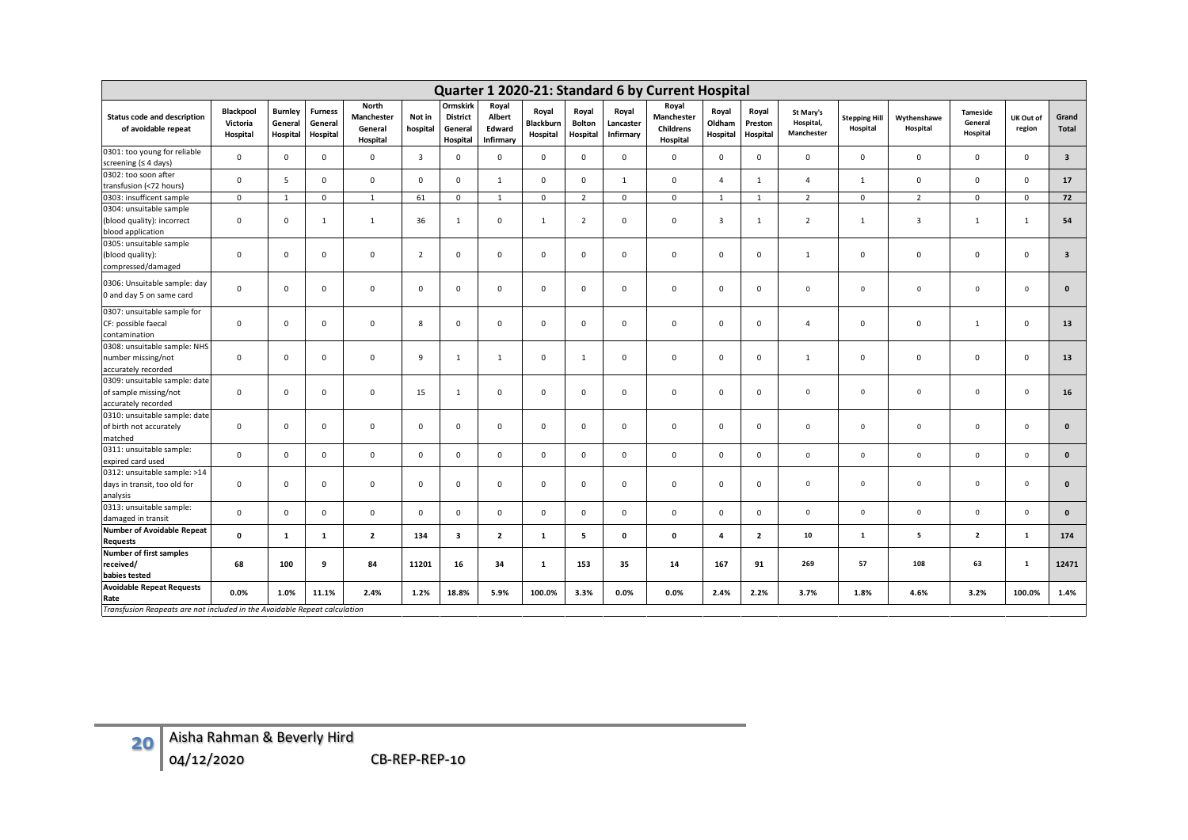## Quarter 1 2020-21: Standard 6 by Current Hospital

| Status code and description of avoidable repeat | Blackpool Victoria Hospital | Burnley General Hospital | Furness General Hospital | North Manchester General Hospital | Not in hospital | Ormskirk District General Hospital | Royal Albert Edward Infirmary | Royal Blackburn Hospital | Royal Bolton Hospital | Royal Lancaster Infirmary | Royal Manchester Childrens Hospital | Royal Oldham Hospital | Royal Preston Hospital | St Mary's Hospital, Manchester | Stepping Hill Hospital | Wythenshawe Hospital | Tameside General Hospital | UK Out of region | Grand Total |
|---|---|---|---|---|---|---|---|---|---|---|---|---|---|---|---|---|---|---|---|
| 0301: too young for reliable screening (≤ 4 days) | 0 | 0 | 0 | 0 | 3 | 0 | 0 | 0 | 0 | 0 | 0 | 0 | 0 | 0 | 0 | 0 | 0 | 0 | **3** |
| 0302: too soon after transfusion (<72 hours) | 0 | 5 | 0 | 0 | 0 | 0 | 1 | 0 | 0 | 1 | 0 | 4 | 1 | 4 | 1 | 0 | 0 | 0 | **17** |
| 0303: insufficent sample | 0 | 1 | 0 | 1 | 61 | 0 | 1 | 0 | 2 | 0 | 0 | 1 | 1 | 2 | 0 | 2 | 0 | 0 | **72** |
| 0304: unsuitable sample (blood quality): incorrect blood application | 0 | 0 | 1 | 1 | 36 | 1 | 0 | 1 | 2 | 0 | 0 | 3 | 1 | 2 | 1 | 3 | 1 | 1 | **54** |
| 0305: unsuitable sample (blood quality): compressed/damaged | 0 | 0 | 0 | 0 | 2 | 0 | 0 | 0 | 0 | 0 | 0 | 0 | 0 | 1 | 0 | 0 | 0 | 0 | **3** |
| 0306: Unsuitable sample: day 0 and day 5 on same card | 0 | 0 | 0 | 0 | 0 | 0 | 0 | 0 | 0 | 0 | 0 | 0 | 0 | 0 | 0 | 0 | 0 | 0 | **0** |
| 0307: unsuitable sample for CF: possible faecal contamination | 0 | 0 | 0 | 0 | 8 | 0 | 0 | 0 | 0 | 0 | 0 | 0 | 0 | 4 | 0 | 0 | 1 | 0 | **13** |
| 0308: unsuitable sample: NHS number missing/not accurately recorded | 0 | 0 | 0 | 0 | 9 | 1 | 1 | 0 | 1 | 0 | 0 | 0 | 0 | 1 | 0 | 0 | 0 | 0 | **13** |
| 0309: unsuitable sample: date of sample missing/not accurately recorded | 0 | 0 | 0 | 0 | 15 | 1 | 0 | 0 | 0 | 0 | 0 | 0 | 0 | 0 | 0 | 0 | 0 | 0 | **16** |
| 0310: unsuitable sample: date of birth not accurately matched | 0 | 0 | 0 | 0 | 0 | 0 | 0 | 0 | 0 | 0 | 0 | 0 | 0 | 0 | 0 | 0 | 0 | 0 | **0** |
| 0311: unsuitable sample: expired card used | 0 | 0 | 0 | 0 | 0 | 0 | 0 | 0 | 0 | 0 | 0 | 0 | 0 | 0 | 0 | 0 | 0 | 0 | **0** |
| 0312: unsuitable sample: >14 days in transit, too old for analysis | 0 | 0 | 0 | 0 | 0 | 0 | 0 | 0 | 0 | 0 | 0 | 0 | 0 | 0 | 0 | 0 | 0 | 0 | **0** |
| 0313: unsuitable sample: damaged in transit | 0 | 0 | 0 | 0 | 0 | 0 | 0 | 0 | 0 | 0 | 0 | 0 | 0 | 0 | 0 | 0 | 0 | 0 | **0** |
| **Number of Avoidable Repeat Requests** | **0** | **1** | **1** | **2** | **134** | **3** | **2** | **1** | **5** | **0** | **0** | **4** | **2** | **10** | **1** | **5** | **2** | **1** | **174** |
| **Number of first samples received/ babies tested** | **68** | **100** | **9** | **84** | **11201** | **16** | **34** | **1** | **153** | **35** | **14** | **167** | **91** | **269** | **57** | **108** | **63** | **1** | **12471** |
| **Avoidable Repeat Requests Rate** | **0.0%** | **1.0%** | **11.1%** | **2.4%** | **1.2%** | **18.8%** | **5.9%** | **100.0%** | **3.3%** | **0.0%** | **0.0%** | **2.4%** | **2.2%** | **3.7%** | **1.8%** | **4.6%** | **3.2%** | **100.0%** | **1.4%** |

*Transfusion Reapeats are not included in the Avoidable Repeat calculation*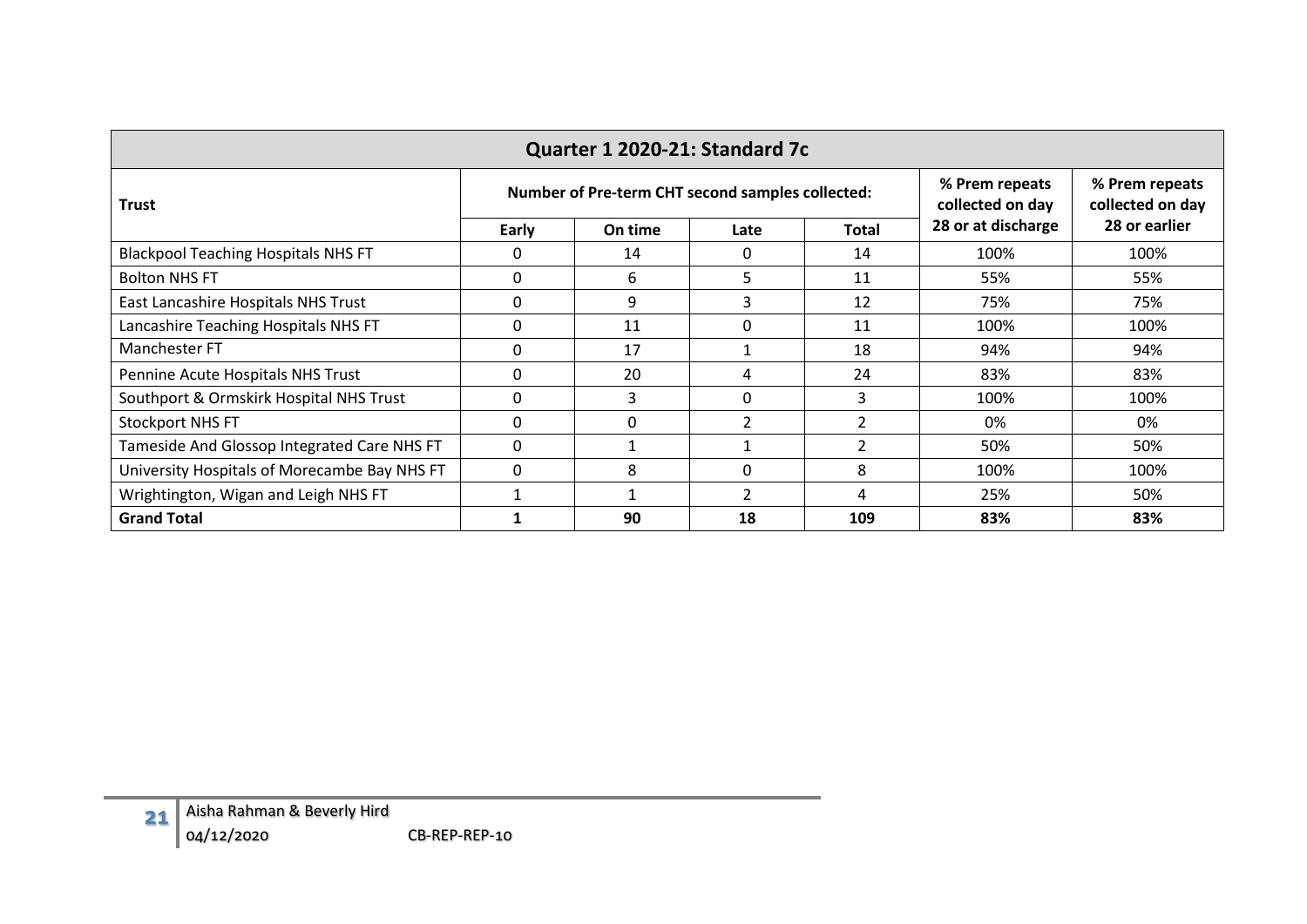| Quarter 1 2020-21: Standard 7c | | | | | | |
|---|---|---|---|---|---|---|
| Trust | Number of Pre-term CHT second samples collected: | | | | % Prem repeats collected on day 28 or at discharge | % Prem repeats collected on day 28 or earlier |
| | Early | On time | Late | Total | | |
| Blackpool Teaching Hospitals NHS FT | 0 | 14 | 0 | 14 | 100% | 100% |
| Bolton NHS FT | 0 | 6 | 5 | 11 | 55% | 55% |
| East Lancashire Hospitals NHS Trust | 0 | 9 | 3 | 12 | 75% | 75% |
| Lancashire Teaching Hospitals NHS FT | 0 | 11 | 0 | 11 | 100% | 100% |
| Manchester FT | 0 | 17 | 1 | 18 | 94% | 94% |
| Pennine Acute Hospitals NHS Trust | 0 | 20 | 4 | 24 | 83% | 83% |
| Southport & Ormskirk Hospital NHS Trust | 0 | 3 | 0 | 3 | 100% | 100% |
| Stockport NHS FT | 0 | 0 | 2 | 2 | 0% | 0% |
| Tameside And Glossop Integrated Care NHS FT | 0 | 1 | 1 | 2 | 50% | 50% |
| University Hospitals of Morecambe Bay NHS FT | 0 | 8 | 0 | 8 | 100% | 100% |
| Wrightington, Wigan and Leigh NHS FT | 1 | 1 | 2 | 4 | 25% | 50% |
| **Grand Total** | **1** | **90** | **18** | **109** | **83%** | **83%** |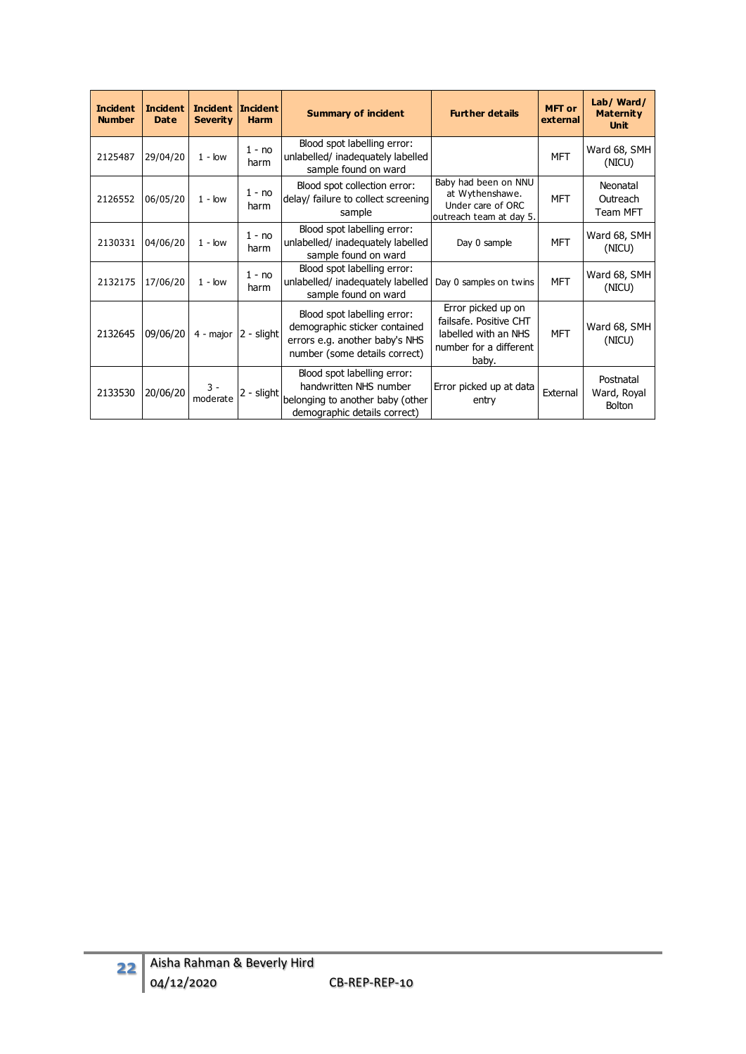| Incident Number | Incident Date | Incident Severity | Incident Harm | Summary of incident | Further details | MFT or external | Lab/ Ward/ Maternity Unit |
|---|---|---|---|---|---|---|---|
| 2125487 | 29/04/20 | 1 - low | 1 - no harm | Blood spot labelling error: unlabelled/ inadequately labelled sample found on ward | | MFT | Ward 68, SMH (NICU) |
| 2126552 | 06/05/20 | 1 - low | 1 - no harm | Blood spot collection error: delay/ failure to collect screening sample | Baby had been on NNU at Wythenshawe. Under care of ORC outreach team at day 5. | MFT | Neonatal Outreach Team MFT |
| 2130331 | 04/06/20 | 1 - low | 1 - no harm | Blood spot labelling error: unlabelled/ inadequately labelled sample found on ward | Day 0 sample | MFT | Ward 68, SMH (NICU) |
| 2132175 | 17/06/20 | 1 - low | 1 - no harm | Blood spot labelling error: unlabelled/ inadequately labelled sample found on ward | Day 0 samples on twins | MFT | Ward 68, SMH (NICU) |
| 2132645 | 09/06/20 | 4 - major | 2 - slight | Blood spot labelling error: demographic sticker contained errors e.g. another baby's NHS number (some details correct) | Error picked up on failsafe. Positive CHT labelled with an NHS number for a different baby. | MFT | Ward 68, SMH (NICU) |
| 2133530 | 20/06/20 | 3 - moderate | 2 - slight | Blood spot labelling error: handwritten NHS number belonging to another baby (other demographic details correct) | Error picked up at data entry | External | Postnatal Ward, Royal Bolton |